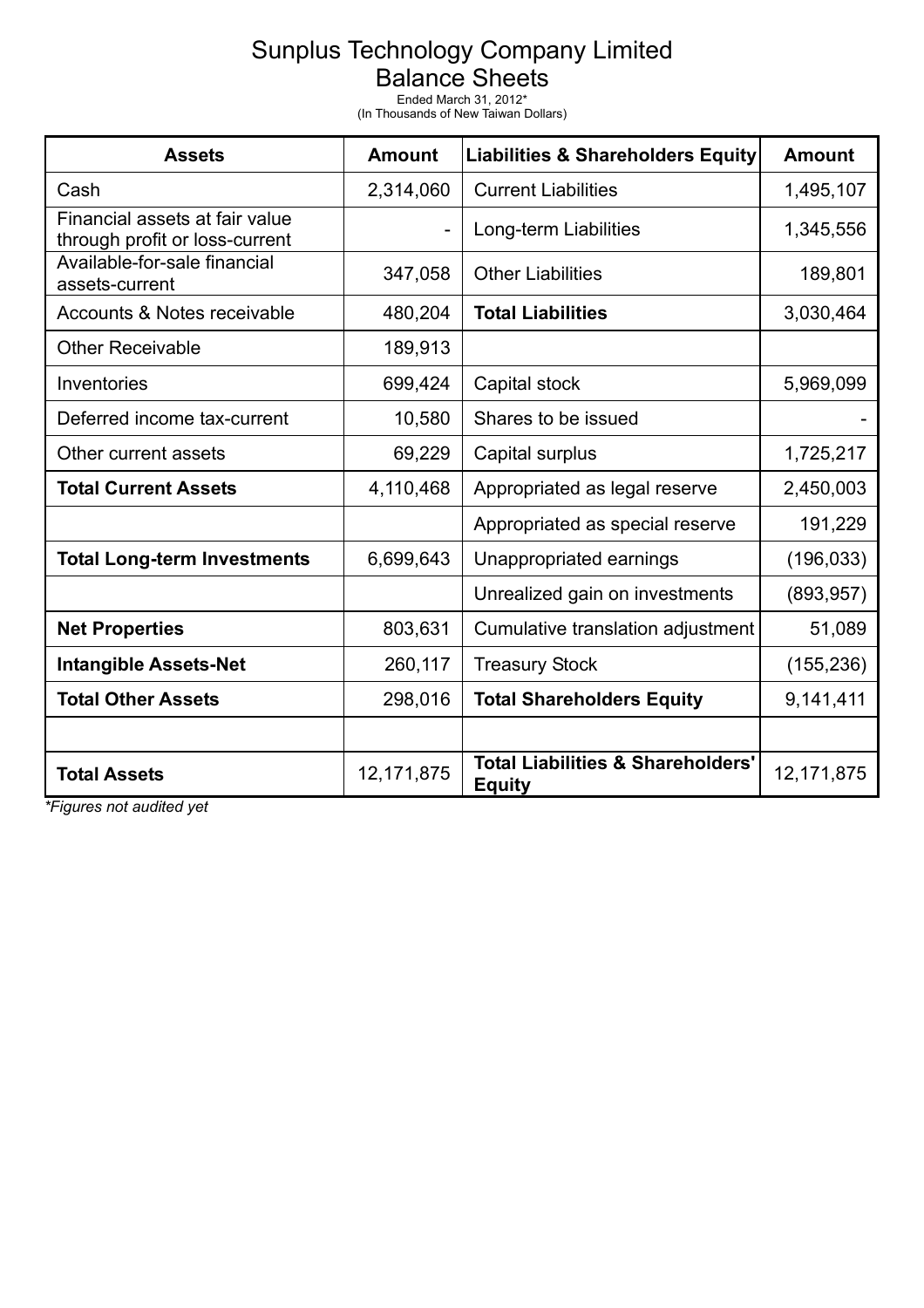# Sunplus Technology Company Limited
## Balance Sheets

Ended March 31, 2012*
(In Thousands of New Taiwan Dollars)

| Assets | Amount | Liabilities & Shareholders Equity | Amount |
|---|---|---|---|
| Cash | 2,314,060 | Current Liabilities | 1,495,107 |
| Financial assets at fair value through profit or loss-current | - | Long-term Liabilities | 1,345,556 |
| Available-for-sale financial assets-current | 347,058 | Other Liabilities | 189,801 |
| Accounts & Notes receivable | 480,204 | **Total Liabilities** | 3,030,464 |
| Other Receivable | 189,913 | | |
| Inventories | 699,424 | Capital stock | 5,969,099 |
| Deferred income tax-current | 10,580 | Shares to be issued | - |
| Other current assets | 69,229 | Capital surplus | 1,725,217 |
| **Total Current Assets** | 4,110,468 | Appropriated as legal reserve | 2,450,003 |
| | | Appropriated as special reserve | 191,229 |
| **Total Long-term Investments** | 6,699,643 | Unappropriated earnings | (196,033) |
| | | Unrealized gain on investments | (893,957) |
| **Net Properties** | 803,631 | Cumulative translation adjustment | 51,089 |
| **Intangible Assets-Net** | 260,117 | Treasury Stock | (155,236) |
| **Total Other Assets** | 298,016 | **Total Shareholders Equity** | 9,141,411 |
| | | | |
| **Total Assets** | 12,171,875 | **Total Liabilities & Shareholders' Equity** | 12,171,875 |

*Figures not audited yet*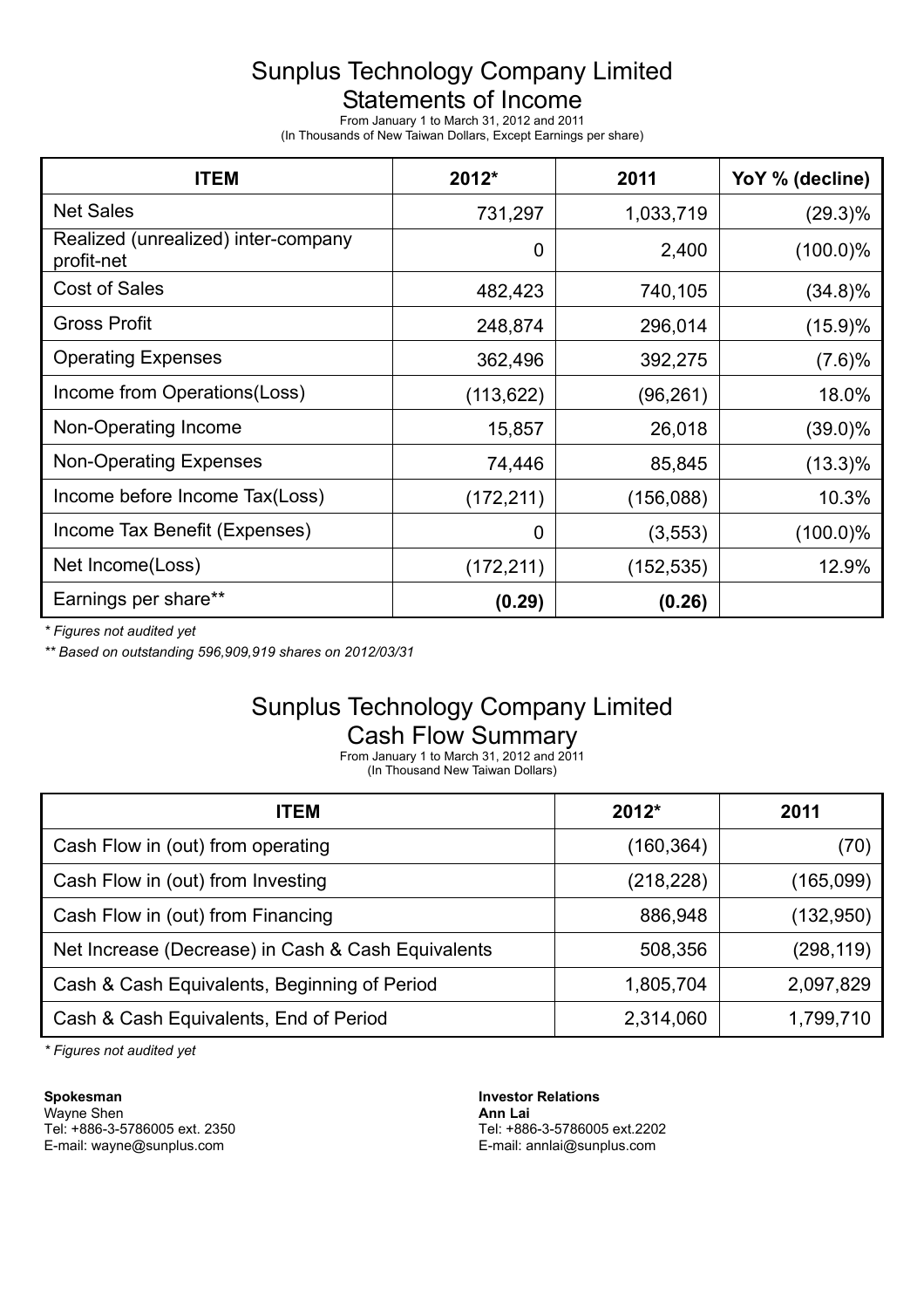# Sunplus Technology Company Limited
## Statements of Income

From January 1 to March 31, 2012 and 2011
(In Thousands of New Taiwan Dollars, Except Earnings per share)

| ITEM | 2012* | 2011 | YoY % (decline) |
|---|---|---|---|
| Net Sales | 731,297 | 1,033,719 | (29.3)% |
| Realized (unrealized) inter-company profit-net | 0 | 2,400 | (100.0)% |
| Cost of Sales | 482,423 | 740,105 | (34.8)% |
| Gross Profit | 248,874 | 296,014 | (15.9)% |
| Operating Expenses | 362,496 | 392,275 | (7.6)% |
| Income from Operations(Loss) | (113,622) | (96,261) | 18.0% |
| Non-Operating Income | 15,857 | 26,018 | (39.0)% |
| Non-Operating Expenses | 74,446 | 85,845 | (13.3)% |
| Income before Income Tax(Loss) | (172,211) | (156,088) | 10.3% |
| Income Tax Benefit (Expenses) | 0 | (3,553) | (100.0)% |
| Net Income(Loss) | (172,211) | (152,535) | 12.9% |
| Earnings per share** | **(0.29)** | **(0.26)** | |

*\* Figures not audited yet*

*\*\* Based on outstanding 596,909,919 shares on 2012/03/31*

# Sunplus Technology Company Limited
## Cash Flow Summary

From January 1 to March 31, 2012 and 2011
(In Thousand New Taiwan Dollars)

| ITEM | 2012* | 2011 |
|---|---|---|
| Cash Flow in (out) from operating | (160,364) | (70) |
| Cash Flow in (out) from Investing | (218,228) | (165,099) |
| Cash Flow in (out) from Financing | 886,948 | (132,950) |
| Net Increase (Decrease) in Cash & Cash Equivalents | 508,356 | (298,119) |
| Cash & Cash Equivalents, Beginning of Period | 1,805,704 | 2,097,829 |
| Cash & Cash Equivalents, End of Period | 2,314,060 | 1,799,710 |

*\* Figures not audited yet*

**Spokesman**
Wayne Shen
Tel: +886-3-5786005 ext. 2350
E-mail: wayne@sunplus.com

**Investor Relations**
**Ann Lai**
Tel: +886-3-5786005 ext.2202
E-mail: annlai@sunplus.com